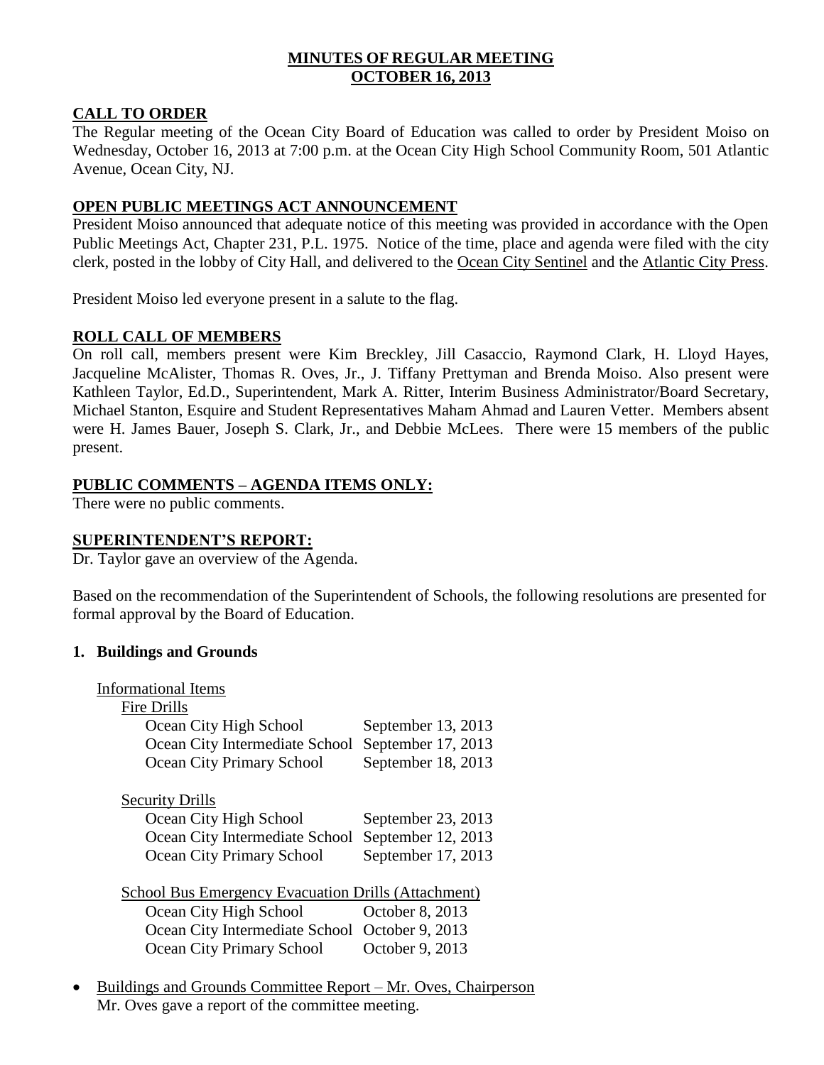# MINUTES OF REGULAR MEETING
# OCTOBER 16, 2013

## CALL TO ORDER

The Regular meeting of the Ocean City Board of Education was called to order by President Moiso on Wednesday, October 16, 2013 at 7:00 p.m. at the Ocean City High School Community Room, 501 Atlantic Avenue, Ocean City, NJ.

## OPEN PUBLIC MEETINGS ACT ANNOUNCEMENT

President Moiso announced that adequate notice of this meeting was provided in accordance with the Open Public Meetings Act, Chapter 231, P.L. 1975. Notice of the time, place and agenda were filed with the city clerk, posted in the lobby of City Hall, and delivered to the Ocean City Sentinel and the Atlantic City Press.

President Moiso led everyone present in a salute to the flag.

## ROLL CALL OF MEMBERS

On roll call, members present were Kim Breckley, Jill Casaccio, Raymond Clark, H. Lloyd Hayes, Jacqueline McAlister, Thomas R. Oves, Jr., J. Tiffany Prettyman and Brenda Moiso. Also present were Kathleen Taylor, Ed.D., Superintendent, Mark A. Ritter, Interim Business Administrator/Board Secretary, Michael Stanton, Esquire and Student Representatives Maham Ahmad and Lauren Vetter. Members absent were H. James Bauer, Joseph S. Clark, Jr., and Debbie McLees. There were 15 members of the public present.

## PUBLIC COMMENTS – AGENDA ITEMS ONLY:

There were no public comments.

## SUPERINTENDENT'S REPORT:

Dr. Taylor gave an overview of the Agenda.

Based on the recommendation of the Superintendent of Schools, the following resolutions are presented for formal approval by the Board of Education.

### 1. Buildings and Grounds

Informational Items

Fire Drills

| | |
|---|---|
| Ocean City High School | September 13, 2013 |
| Ocean City Intermediate School | September 17, 2013 |
| Ocean City Primary School | September 18, 2013 |

Security Drills

| | |
|---|---|
| Ocean City High School | September 23, 2013 |
| Ocean City Intermediate School | September 12, 2013 |
| Ocean City Primary School | September 17, 2013 |

School Bus Emergency Evacuation Drills (Attachment)

| | |
|---|---|
| Ocean City High School | October 8, 2013 |
| Ocean City Intermediate School | October 9, 2013 |
| Ocean City Primary School | October 9, 2013 |

- Buildings and Grounds Committee Report – Mr. Oves, Chairperson
  Mr. Oves gave a report of the committee meeting.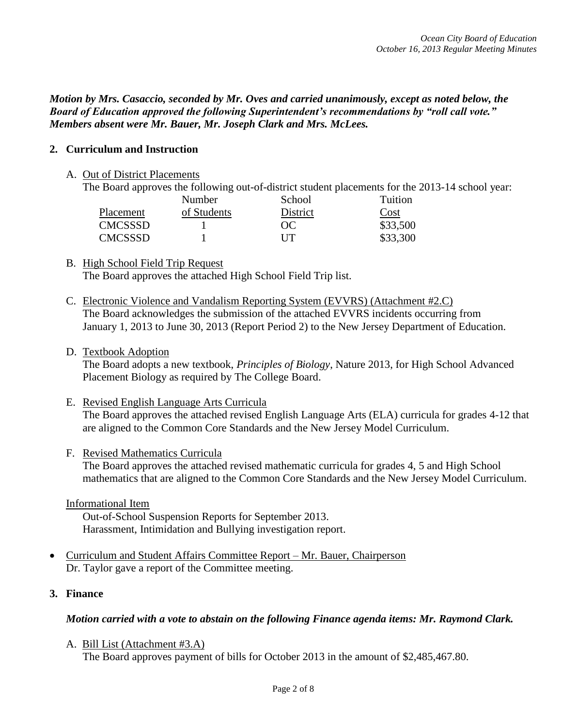***Motion by Mrs. Casaccio, seconded by Mr. Oves and carried unanimously, except as noted below, the Board of Education approved the following Superintendent's recommendations by "roll call vote." Members absent were Mr. Bauer, Mr. Joseph Clark and Mrs. McLees.***

## 2. Curriculum and Instruction

A. Out of District Placements

The Board approves the following out-of-district student placements for the 2013-14 school year:

| Placement | Number of Students | School District | Tuition Cost |
|---|---|---|---|
| CMCSSSD | 1 | OC | $33,500 |
| CMCSSSD | 1 | UT | $33,300 |

B. High School Field Trip Request

The Board approves the attached High School Field Trip list.

C. Electronic Violence and Vandalism Reporting System (EVVRS) (Attachment #2.C)

The Board acknowledges the submission of the attached EVVRS incidents occurring from January 1, 2013 to June 30, 2013 (Report Period 2) to the New Jersey Department of Education.

D. Textbook Adoption

The Board adopts a new textbook, *Principles of Biology*, Nature 2013, for High School Advanced Placement Biology as required by The College Board.

E. Revised English Language Arts Curricula

The Board approves the attached revised English Language Arts (ELA) curricula for grades 4-12 that are aligned to the Common Core Standards and the New Jersey Model Curriculum.

F. Revised Mathematics Curricula

The Board approves the attached revised mathematic curricula for grades 4, 5 and High School mathematics that are aligned to the Common Core Standards and the New Jersey Model Curriculum.

Informational Item

Out-of-School Suspension Reports for September 2013.
Harassment, Intimidation and Bullying investigation report.

- Curriculum and Student Affairs Committee Report – Mr. Bauer, Chairperson
  Dr. Taylor gave a report of the Committee meeting.

## 3. Finance

***Motion carried with a vote to abstain on the following Finance agenda items: Mr. Raymond Clark.***

A. Bill List (Attachment #3.A)

The Board approves payment of bills for October 2013 in the amount of $2,485,467.80.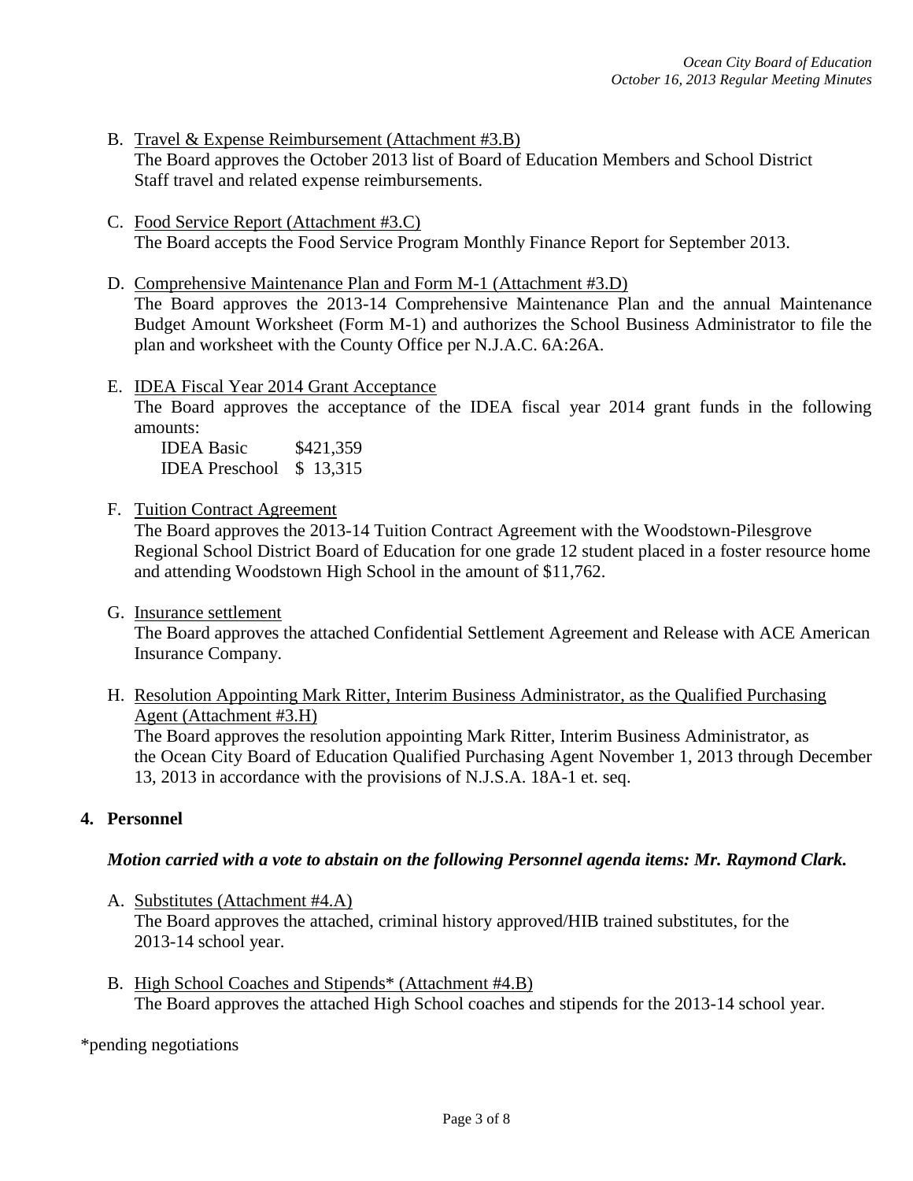B. Travel & Expense Reimbursement (Attachment #3.B)
   The Board approves the October 2013 list of Board of Education Members and School District Staff travel and related expense reimbursements.

C. Food Service Report (Attachment #3.C)
   The Board accepts the Food Service Program Monthly Finance Report for September 2013.

D. Comprehensive Maintenance Plan and Form M-1 (Attachment #3.D)
   The Board approves the 2013-14 Comprehensive Maintenance Plan and the annual Maintenance Budget Amount Worksheet (Form M-1) and authorizes the School Business Administrator to file the plan and worksheet with the County Office per N.J.A.C. 6A:26A.

E. IDEA Fiscal Year 2014 Grant Acceptance
   The Board approves the acceptance of the IDEA fiscal year 2014 grant funds in the following amounts:

   IDEA Basic $421,359
   IDEA Preschool $ 13,315

F. Tuition Contract Agreement
   The Board approves the 2013-14 Tuition Contract Agreement with the Woodstown-Pilesgrove Regional School District Board of Education for one grade 12 student placed in a foster resource home and attending Woodstown High School in the amount of $11,762.

G. Insurance settlement
   The Board approves the attached Confidential Settlement Agreement and Release with ACE American Insurance Company.

H. Resolution Appointing Mark Ritter, Interim Business Administrator, as the Qualified Purchasing Agent (Attachment #3.H)
   The Board approves the resolution appointing Mark Ritter, Interim Business Administrator, as the Ocean City Board of Education Qualified Purchasing Agent November 1, 2013 through December 13, 2013 in accordance with the provisions of N.J.S.A. 18A-1 et. seq.

## 4. Personnel

***Motion carried with a vote to abstain on the following Personnel agenda items: Mr. Raymond Clark.***

A. Substitutes (Attachment #4.A)
   The Board approves the attached, criminal history approved/HIB trained substitutes, for the 2013-14 school year.

B. High School Coaches and Stipends* (Attachment #4.B)
   The Board approves the attached High School coaches and stipends for the 2013-14 school year.

*pending negotiations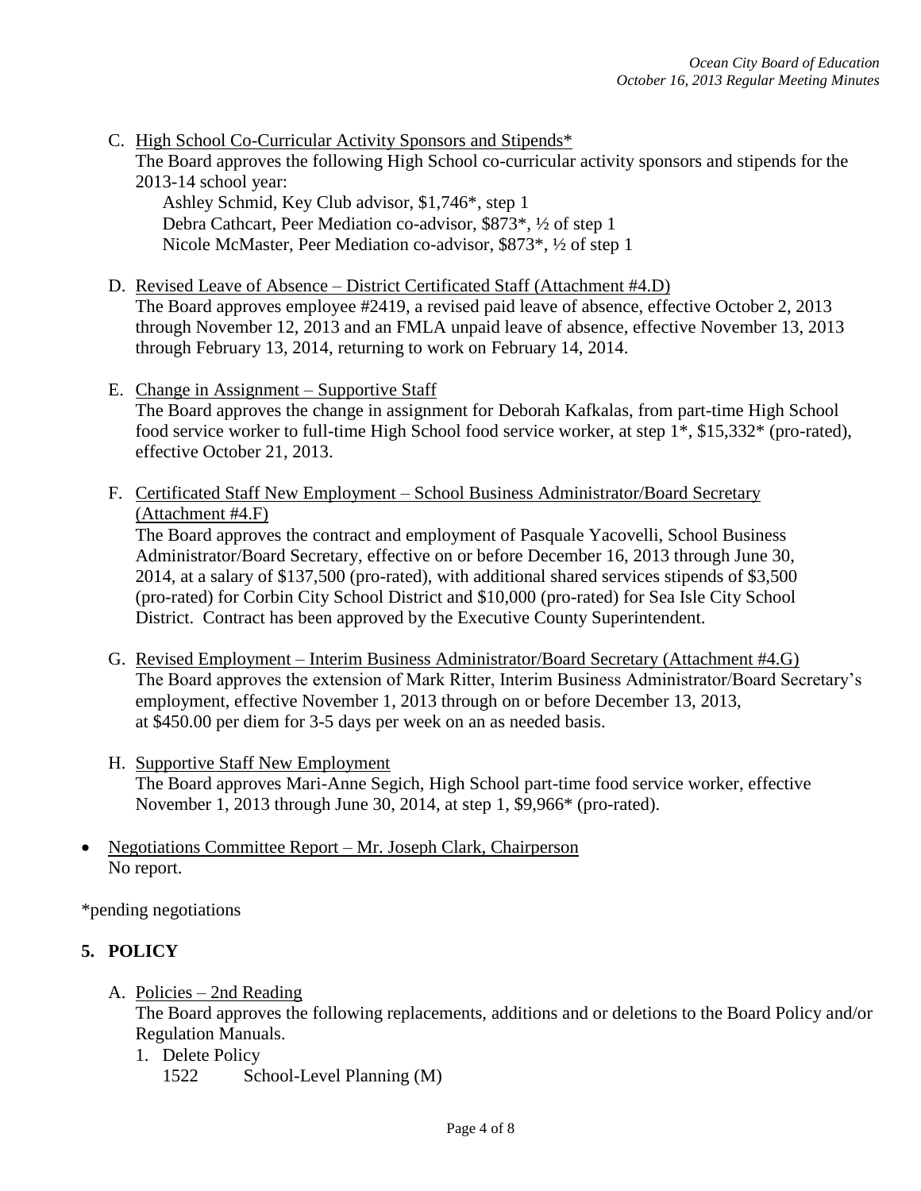C. <u>High School Co-Curricular Activity Sponsors and Stipends*</u>
   The Board approves the following High School co-curricular activity sponsors and stipends for the 2013-14 school year:
   Ashley Schmid, Key Club advisor, $1,746*, step 1
   Debra Cathcart, Peer Mediation co-advisor, $873*, ½ of step 1
   Nicole McMaster, Peer Mediation co-advisor, $873*, ½ of step 1

D. <u>Revised Leave of Absence – District Certificated Staff (Attachment #4.D)</u>
   The Board approves employee #2419, a revised paid leave of absence, effective October 2, 2013 through November 12, 2013 and an FMLA unpaid leave of absence, effective November 13, 2013 through February 13, 2014, returning to work on February 14, 2014.

E. <u>Change in Assignment – Supportive Staff</u>
   The Board approves the change in assignment for Deborah Kafkalas, from part-time High School food service worker to full-time High School food service worker, at step 1*, $15,332* (pro-rated), effective October 21, 2013.

F. <u>Certificated Staff New Employment – School Business Administrator/Board Secretary (Attachment #4.F)</u>
   The Board approves the contract and employment of Pasquale Yacovelli, School Business Administrator/Board Secretary, effective on or before December 16, 2013 through June 30, 2014, at a salary of $137,500 (pro-rated), with additional shared services stipends of $3,500 (pro-rated) for Corbin City School District and $10,000 (pro-rated) for Sea Isle City School District. Contract has been approved by the Executive County Superintendent.

G. <u>Revised Employment – Interim Business Administrator/Board Secretary (Attachment #4.G)</u>
   The Board approves the extension of Mark Ritter, Interim Business Administrator/Board Secretary's employment, effective November 1, 2013 through on or before December 13, 2013, at $450.00 per diem for 3-5 days per week on an as needed basis.

H. <u>Supportive Staff New Employment</u>
   The Board approves Mari-Anne Segich, High School part-time food service worker, effective November 1, 2013 through June 30, 2014, at step 1, $9,966* (pro-rated).

- <u>Negotiations Committee Report – Mr. Joseph Clark, Chairperson</u>
  No report.

*pending negotiations

## 5. POLICY

A. <u>Policies – 2nd Reading</u>
   The Board approves the following replacements, additions and or deletions to the Board Policy and/or Regulation Manuals.
   1. Delete Policy
      1522 School-Level Planning (M)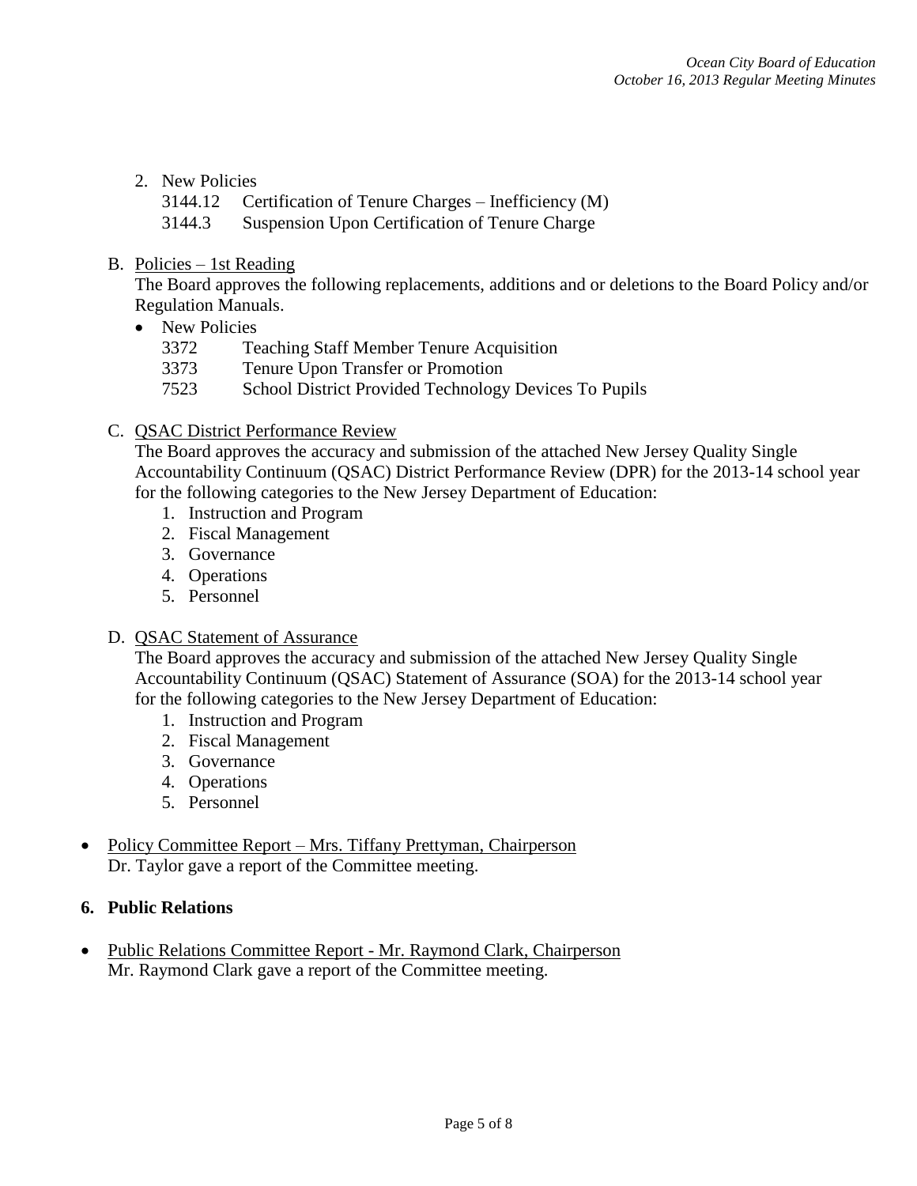2. New Policies
   3144.12 Certification of Tenure Charges – Inefficiency (M)
   3144.3 Suspension Upon Certification of Tenure Charge

B. <u>Policies – 1st Reading</u>
   The Board approves the following replacements, additions and or deletions to the Board Policy and/or Regulation Manuals.
   - New Policies
     3372 Teaching Staff Member Tenure Acquisition
     3373 Tenure Upon Transfer or Promotion
     7523 School District Provided Technology Devices To Pupils

C. <u>QSAC District Performance Review</u>
   The Board approves the accuracy and submission of the attached New Jersey Quality Single Accountability Continuum (QSAC) District Performance Review (DPR) for the 2013-14 school year for the following categories to the New Jersey Department of Education:
   1. Instruction and Program
   2. Fiscal Management
   3. Governance
   4. Operations
   5. Personnel

D. <u>QSAC Statement of Assurance</u>
   The Board approves the accuracy and submission of the attached New Jersey Quality Single Accountability Continuum (QSAC) Statement of Assurance (SOA) for the 2013-14 school year for the following categories to the New Jersey Department of Education:
   1. Instruction and Program
   2. Fiscal Management
   3. Governance
   4. Operations
   5. Personnel

- <u>Policy Committee Report – Mrs. Tiffany Prettyman, Chairperson</u>
  Dr. Taylor gave a report of the Committee meeting.

**6. Public Relations**

- <u>Public Relations Committee Report - Mr. Raymond Clark, Chairperson</u>
  Mr. Raymond Clark gave a report of the Committee meeting.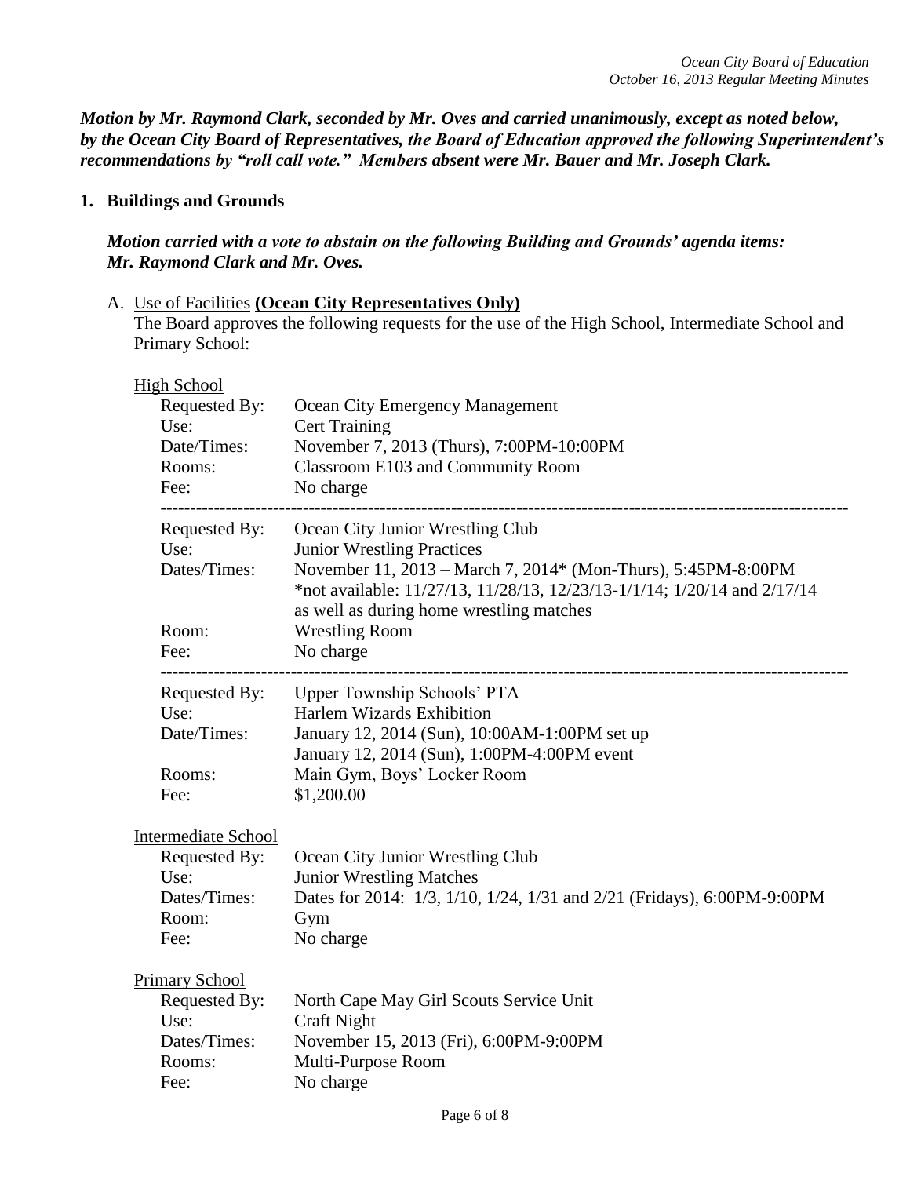***Motion by Mr. Raymond Clark, seconded by Mr. Oves and carried unanimously, except as noted below, by the Ocean City Board of Representatives, the Board of Education approved the following Superintendent's recommendations by "roll call vote." Members absent were Mr. Bauer and Mr. Joseph Clark.***

## 1. Buildings and Grounds

***Motion carried with a vote to abstain on the following Building and Grounds' agenda items: Mr. Raymond Clark and Mr. Oves.***

A. Use of Facilities **(Ocean City Representatives Only)**

The Board approves the following requests for the use of the High School, Intermediate School and Primary School:

High School

Requested By: Ocean City Emergency Management
Use: Cert Training
Date/Times: November 7, 2013 (Thurs), 7:00PM-10:00PM
Rooms: Classroom E103 and Community Room
Fee: No charge

---

Requested By: Ocean City Junior Wrestling Club
Use: Junior Wrestling Practices
Dates/Times: November 11, 2013 – March 7, 2014* (Mon-Thurs), 5:45PM-8:00PM
*not available: 11/27/13, 11/28/13, 12/23/13-1/1/14; 1/20/14 and 2/17/14 as well as during home wrestling matches
Room: Wrestling Room
Fee: No charge

---

Requested By: Upper Township Schools' PTA
Use: Harlem Wizards Exhibition
Date/Times: January 12, 2014 (Sun), 10:00AM-1:00PM set up
January 12, 2014 (Sun), 1:00PM-4:00PM event
Rooms: Main Gym, Boys' Locker Room
Fee: $1,200.00

Intermediate School

Requested By: Ocean City Junior Wrestling Club
Use: Junior Wrestling Matches
Dates/Times: Dates for 2014: 1/3, 1/10, 1/24, 1/31 and 2/21 (Fridays), 6:00PM-9:00PM
Room: Gym
Fee: No charge

Primary School

Requested By: North Cape May Girl Scouts Service Unit
Use: Craft Night
Dates/Times: November 15, 2013 (Fri), 6:00PM-9:00PM
Rooms: Multi-Purpose Room
Fee: No charge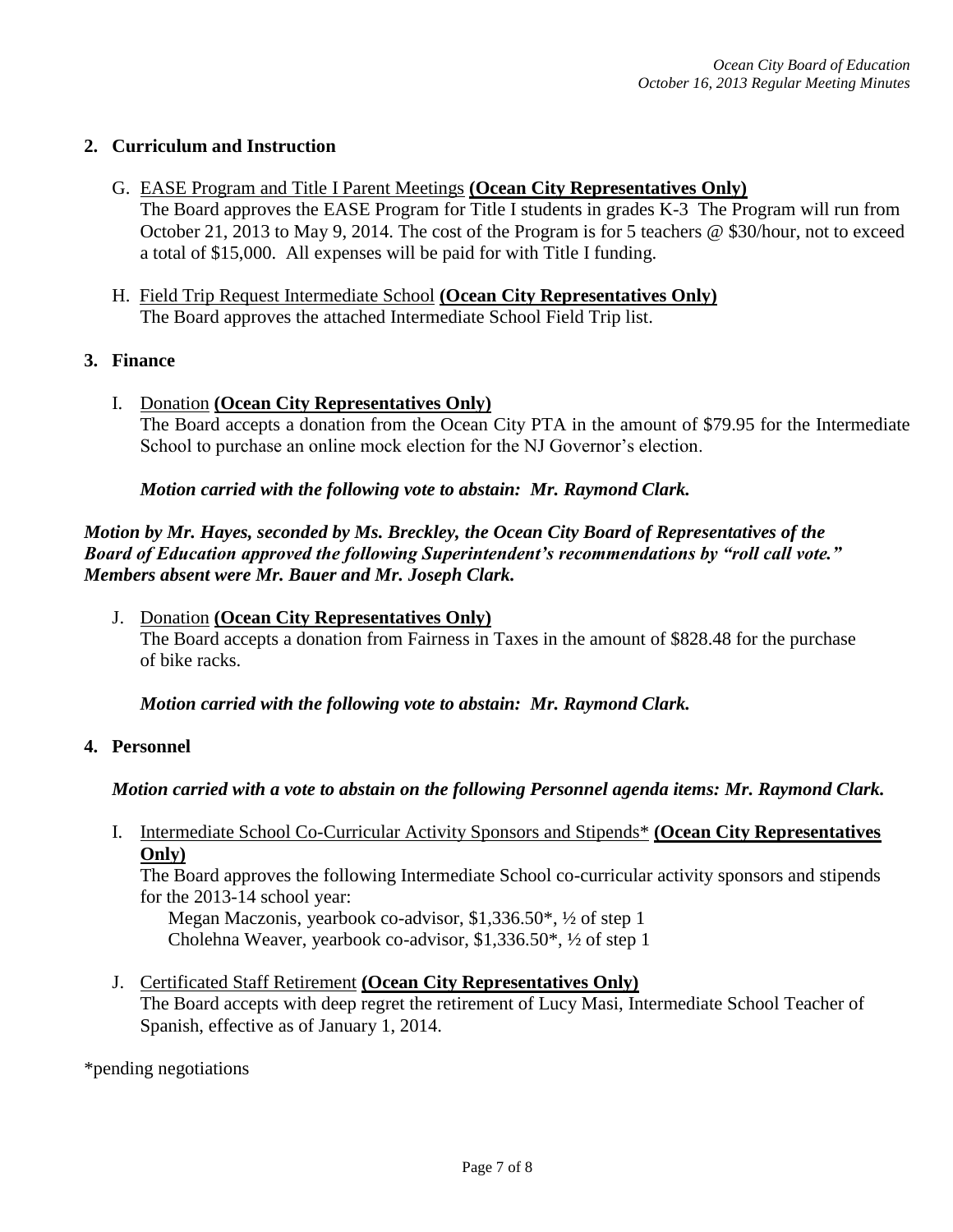## 2. Curriculum and Instruction

G. <u>EASE Program and Title I Parent Meetings</u> **(Ocean City Representatives Only)**
The Board approves the EASE Program for Title I students in grades K-3 The Program will run from October 21, 2013 to May 9, 2014. The cost of the Program is for 5 teachers @ $30/hour, not to exceed a total of $15,000. All expenses will be paid for with Title I funding.

H. <u>Field Trip Request Intermediate School</u> **(Ocean City Representatives Only)**
The Board approves the attached Intermediate School Field Trip list.

## 3. Finance

I. <u>Donation</u> **(Ocean City Representatives Only)**
The Board accepts a donation from the Ocean City PTA in the amount of $79.95 for the Intermediate School to purchase an online mock election for the NJ Governor's election.

***Motion carried with the following vote to abstain: Mr. Raymond Clark.***

***Motion by Mr. Hayes, seconded by Ms. Breckley, the Ocean City Board of Representatives of the Board of Education approved the following Superintendent's recommendations by "roll call vote." Members absent were Mr. Bauer and Mr. Joseph Clark.***

J. <u>Donation</u> **(Ocean City Representatives Only)**
The Board accepts a donation from Fairness in Taxes in the amount of $828.48 for the purchase of bike racks.

***Motion carried with the following vote to abstain: Mr. Raymond Clark.***

## 4. Personnel

***Motion carried with a vote to abstain on the following Personnel agenda items: Mr. Raymond Clark.***

I. <u>Intermediate School Co-Curricular Activity Sponsors and Stipends*</u> **(Ocean City Representatives Only)**
The Board approves the following Intermediate School co-curricular activity sponsors and stipends for the 2013-14 school year:
Megan Maczonis, yearbook co-advisor, $1,336.50*, ½ of step 1
Cholehna Weaver, yearbook co-advisor, $1,336.50*, ½ of step 1

J. <u>Certificated Staff Retirement</u> **(Ocean City Representatives Only)**
The Board accepts with deep regret the retirement of Lucy Masi, Intermediate School Teacher of Spanish, effective as of January 1, 2014.

*pending negotiations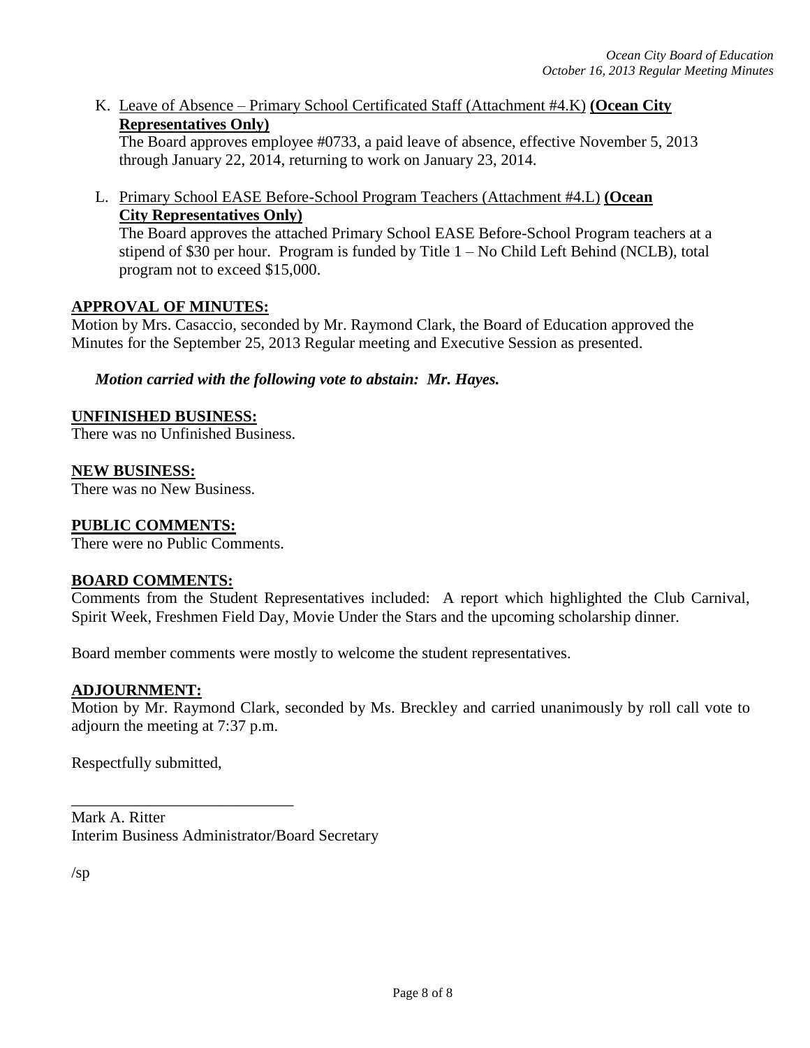K. Leave of Absence – Primary School Certificated Staff (Attachment #4.K) **(Ocean City Representatives Only)**
   The Board approves employee #0733, a paid leave of absence, effective November 5, 2013 through January 22, 2014, returning to work on January 23, 2014.

L. Primary School EASE Before-School Program Teachers (Attachment #4.L) **(Ocean City Representatives Only)**
   The Board approves the attached Primary School EASE Before-School Program teachers at a stipend of $30 per hour. Program is funded by Title 1 – No Child Left Behind (NCLB), total program not to exceed $15,000.

## APPROVAL OF MINUTES:

Motion by Mrs. Casaccio, seconded by Mr. Raymond Clark, the Board of Education approved the Minutes for the September 25, 2013 Regular meeting and Executive Session as presented.

***Motion carried with the following vote to abstain: Mr. Hayes.***

## UNFINISHED BUSINESS:

There was no Unfinished Business.

## NEW BUSINESS:

There was no New Business.

## PUBLIC COMMENTS:

There were no Public Comments.

## BOARD COMMENTS:

Comments from the Student Representatives included: A report which highlighted the Club Carnival, Spirit Week, Freshmen Field Day, Movie Under the Stars and the upcoming scholarship dinner.

Board member comments were mostly to welcome the student representatives.

## ADJOURNMENT:

Motion by Mr. Raymond Clark, seconded by Ms. Breckley and carried unanimously by roll call vote to adjourn the meeting at 7:37 p.m.

Respectfully submitted,

\_\_\_\_\_\_\_\_\_\_\_\_\_\_\_\_\_\_\_\_\_\_\_\_\_\_\_\_\_

Mark A. Ritter
Interim Business Administrator/Board Secretary

/sp